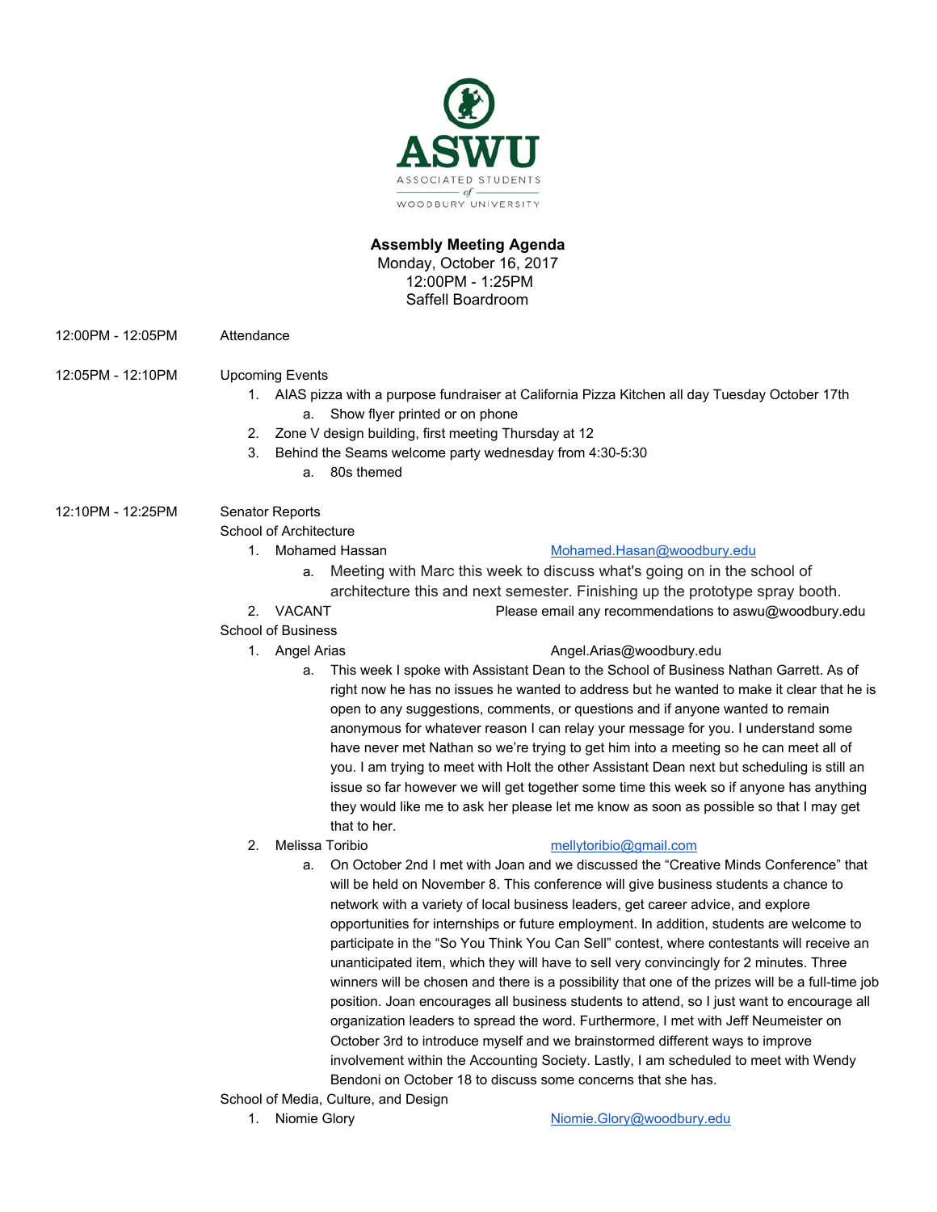ASWU

ASSOCIATED STUDENTS of WOODBURY UNIVERSITY

**Assembly Meeting Agenda**
Monday, October 16, 2017
12:00PM - 1:25PM
Saffell Boardroom

12:00PM - 12:05PM Attendance

12:05PM - 12:10PM Upcoming Events

1. AIAS pizza with a purpose fundraiser at California Pizza Kitchen all day Tuesday October 17th
    a. Show flyer printed or on phone
2. Zone V design building, first meeting Thursday at 12
3. Behind the Seams welcome party wednesday from 4:30-5:30
    a. 80s themed

12:10PM - 12:25PM Senator Reports

School of Architecture

1. Mohamed Hassan Mohamed.Hasan@woodbury.edu
    a. Meeting with Marc this week to discuss what's going on in the school of architecture this and next semester. Finishing up the prototype spray booth.
2. VACANT Please email any recommendations to aswu@woodbury.edu

School of Business

1. Angel Arias Angel.Arias@woodbury.edu
    a. This week I spoke with Assistant Dean to the School of Business Nathan Garrett. As of right now he has no issues he wanted to address but he wanted to make it clear that he is open to any suggestions, comments, or questions and if anyone wanted to remain anonymous for whatever reason I can relay your message for you. I understand some have never met Nathan so we're trying to get him into a meeting so he can meet all of you. I am trying to meet with Holt the other Assistant Dean next but scheduling is still an issue so far however we will get together some time this week so if anyone has anything they would like me to ask her please let me know as soon as possible so that I may get that to her.
2. Melissa Toribio mellytoribio@gmail.com
    a. On October 2nd I met with Joan and we discussed the "Creative Minds Conference" that will be held on November 8. This conference will give business students a chance to network with a variety of local business leaders, get career advice, and explore opportunities for internships or future employment. In addition, students are welcome to participate in the "So You Think You Can Sell" contest, where contestants will receive an unanticipated item, which they will have to sell very convincingly for 2 minutes. Three winners will be chosen and there is a possibility that one of the prizes will be a full-time job position. Joan encourages all business students to attend, so I just want to encourage all organization leaders to spread the word. Furthermore, I met with Jeff Neumeister on October 3rd to introduce myself and we brainstormed different ways to improve involvement within the Accounting Society. Lastly, I am scheduled to meet with Wendy Bendoni on October 18 to discuss some concerns that she has.

School of Media, Culture, and Design

1. Niomie Glory Niomie.Glory@woodbury.edu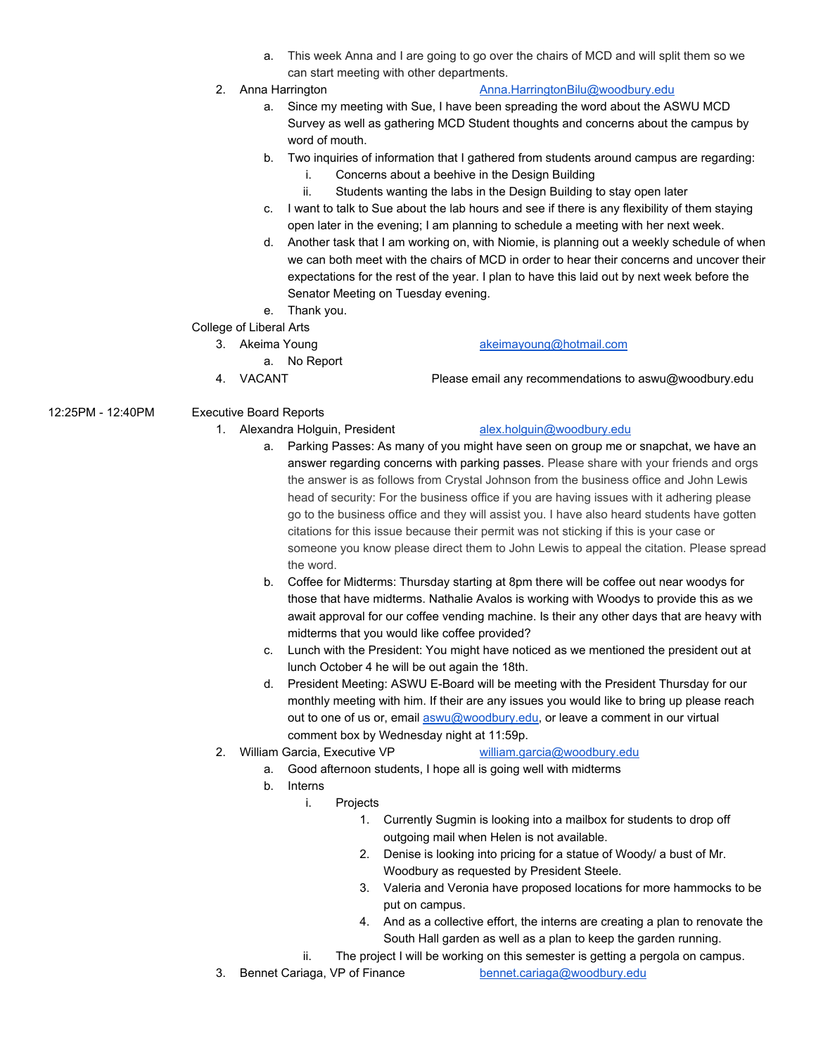a. This week Anna and I are going to go over the chairs of MCD and will split them so we can start meeting with other departments.

2. Anna Harrington Anna.HarringtonBilu@woodbury.edu
   a. Since my meeting with Sue, I have been spreading the word about the ASWU MCD Survey as well as gathering MCD Student thoughts and concerns about the campus by word of mouth.
   b. Two inquiries of information that I gathered from students around campus are regarding:
      i. Concerns about a beehive in the Design Building
      ii. Students wanting the labs in the Design Building to stay open later
   c. I want to talk to Sue about the lab hours and see if there is any flexibility of them staying open later in the evening; I am planning to schedule a meeting with her next week.
   d. Another task that I am working on, with Niomie, is planning out a weekly schedule of when we can both meet with the chairs of MCD in order to hear their concerns and uncover their expectations for the rest of the year. I plan to have this laid out by next week before the Senator Meeting on Tuesday evening.
   e. Thank you.

College of Liberal Arts

3. Akeima Young akeimayoung@hotmail.com
   a. No Report
4. VACANT Please email any recommendations to aswu@woodbury.edu

12:25PM - 12:40PM Executive Board Reports

1. Alexandra Holguin, President alex.holguin@woodbury.edu
   a. Parking Passes: As many of you might have seen on group me or snapchat, we have an answer regarding concerns with parking passes. Please share with your friends and orgs the answer is as follows from Crystal Johnson from the business office and John Lewis head of security: For the business office if you are having issues with it adhering please go to the business office and they will assist you. I have also heard students have gotten citations for this issue because their permit was not sticking if this is your case or someone you know please direct them to John Lewis to appeal the citation. Please spread the word.
   b. Coffee for Midterms: Thursday starting at 8pm there will be coffee out near woodys for those that have midterms. Nathalie Avalos is working with Woodys to provide this as we await approval for our coffee vending machine. Is their any other days that are heavy with midterms that you would like coffee provided?
   c. Lunch with the President: You might have noticed as we mentioned the president out at lunch October 4 he will be out again the 18th.
   d. President Meeting: ASWU E-Board will be meeting with the President Thursday for our monthly meeting with him. If their are any issues you would like to bring up please reach out to one of us or, email aswu@woodbury.edu, or leave a comment in our virtual comment box by Wednesday night at 11:59p.
2. William Garcia, Executive VP william.garcia@woodbury.edu
   a. Good afternoon students, I hope all is going well with midterms
   b. Interns
      i. Projects
         1. Currently Sugmin is looking into a mailbox for students to drop off outgoing mail when Helen is not available.
         2. Denise is looking into pricing for a statue of Woody/ a bust of Mr. Woodbury as requested by President Steele.
         3. Valeria and Veronia have proposed locations for more hammocks to be put on campus.
         4. And as a collective effort, the interns are creating a plan to renovate the South Hall garden as well as a plan to keep the garden running.
      ii. The project I will be working on this semester is getting a pergola on campus.
3. Bennet Cariaga, VP of Finance bennet.cariaga@woodbury.edu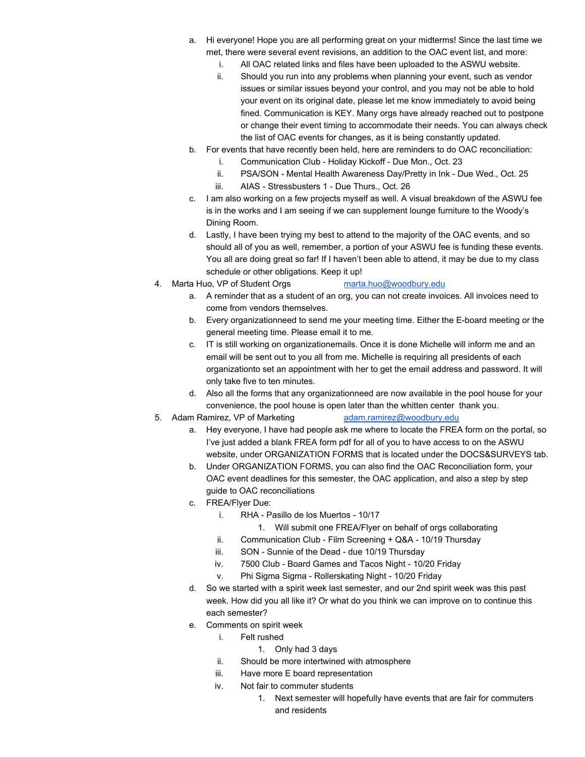a. Hi everyone! Hope you are all performing great on your midterms! Since the last time we met, there were several event revisions, an addition to the OAC event list, and more:
   i. All OAC related links and files have been uploaded to the ASWU website.
   ii. Should you run into any problems when planning your event, such as vendor issues or similar issues beyond your control, and you may not be able to hold your event on its original date, please let me know immediately to avoid being fined. Communication is KEY. Many orgs have already reached out to postpone or change their event timing to accommodate their needs. You can always check the list of OAC events for changes, as it is being constantly updated.
b. For events that have recently been held, here are reminders to do OAC reconciliation:
   i. Communication Club - Holiday Kickoff - Due Mon., Oct. 23
   ii. PSA/SON - Mental Health Awareness Day/Pretty in Ink - Due Wed., Oct. 25
   iii. AIAS - Stressbusters 1 - Due Thurs., Oct. 26
c. I am also working on a few projects myself as well. A visual breakdown of the ASWU fee is in the works and I am seeing if we can supplement lounge furniture to the Woody's Dining Room.
d. Lastly, I have been trying my best to attend to the majority of the OAC events, and so should all of you as well, remember, a portion of your ASWU fee is funding these events. You all are doing great so far! If I haven't been able to attend, it may be due to my class schedule or other obligations. Keep it up!

4. Marta Huo, VP of Student Orgs marta.huo@woodbury.edu
   a. A reminder that as a student of an org, you can not create invoices. All invoices need to come from vendors themselves.
   b. Every organizationneed to send me your meeting time. Either the E-board meeting or the general meeting time. Please email it to me.
   c. IT is still working on organizationemails. Once it is done Michelle will inform me and an email will be sent out to you all from me. Michelle is requiring all presidents of each organizationto set an appointment with her to get the email address and password. It will only take five to ten minutes.
   d. Also all the forms that any organizationneed are now available in the pool house for your convenience, the pool house is open later than the whitten center thank you.
5. Adam Ramirez, VP of Marketing adam.ramirez@woodbury.edu
   a. Hey everyone, I have had people ask me where to locate the FREA form on the portal, so I've just added a blank FREA form pdf for all of you to have access to on the ASWU website, under ORGANIZATION FORMS that is located under the DOCS&SURVEYS tab.
   b. Under ORGANIZATION FORMS, you can also find the OAC Reconciliation form, your OAC event deadlines for this semester, the OAC application, and also a step by step guide to OAC reconciliations
   c. FREA/Flyer Due:
      i. RHA - Pasillo de los Muertos - 10/17
         1. Will submit one FREA/Flyer on behalf of orgs collaborating
      ii. Communication Club - Film Screening + Q&A - 10/19 Thursday
      iii. SON - Sunnie of the Dead - due 10/19 Thursday
      iv. 7500 Club - Board Games and Tacos Night - 10/20 Friday
      v. Phi Sigma Sigma - Rollerskating Night - 10/20 Friday
   d. So we started with a spirit week last semester, and our 2nd spirit week was this past week. How did you all like it? Or what do you think we can improve on to continue this each semester?
   e. Comments on spirit week
      i. Felt rushed
         1. Only had 3 days
      ii. Should be more intertwined with atmosphere
      iii. Have more E board representation
      iv. Not fair to commuter students
         1. Next semester will hopefully have events that are fair for commuters and residents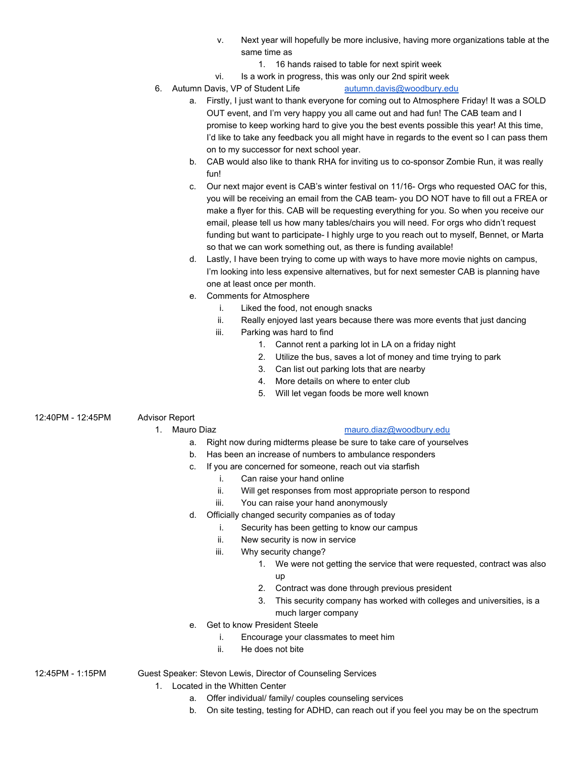v. Next year will hopefully be more inclusive, having more organizations table at the same time as
    1. 16 hands raised to table for next spirit week

vi. Is a work in progress, this was only our 2nd spirit week

6. Autumn Davis, VP of Student Life autumn.davis@woodbury.edu
    a. Firstly, I just want to thank everyone for coming out to Atmosphere Friday! It was a SOLD OUT event, and I'm very happy you all came out and had fun! The CAB team and I promise to keep working hard to give you the best events possible this year! At this time, I'd like to take any feedback you all might have in regards to the event so I can pass them on to my successor for next school year.
    b. CAB would also like to thank RHA for inviting us to co-sponsor Zombie Run, it was really fun!
    c. Our next major event is CAB's winter festival on 11/16- Orgs who requested OAC for this, you will be receiving an email from the CAB team- you DO NOT have to fill out a FREA or make a flyer for this. CAB will be requesting everything for you. So when you receive our email, please tell us how many tables/chairs you will need. For orgs who didn't request funding but want to participate- I highly urge to you reach out to myself, Bennet, or Marta so that we can work something out, as there is funding available!
    d. Lastly, I have been trying to come up with ways to have more movie nights on campus, I'm looking into less expensive alternatives, but for next semester CAB is planning have one at least once per month.
    e. Comments for Atmosphere
        i. Liked the food, not enough snacks
        ii. Really enjoyed last years because there was more events that just dancing
        iii. Parking was hard to find
            1. Cannot rent a parking lot in LA on a friday night
            2. Utilize the bus, saves a lot of money and time trying to park
            3. Can list out parking lots that are nearby
            4. More details on where to enter club
            5. Will let vegan foods be more well known

12:40PM - 12:45PM Advisor Report

1. Mauro Diaz mauro.diaz@woodbury.edu
    a. Right now during midterms please be sure to take care of yourselves
    b. Has been an increase of numbers to ambulance responders
    c. If you are concerned for someone, reach out via starfish
        i. Can raise your hand online
        ii. Will get responses from most appropriate person to respond
        iii. You can raise your hand anonymously
    d. Officially changed security companies as of today
        i. Security has been getting to know our campus
        ii. New security is now in service
        iii. Why security change?
            1. We were not getting the service that were requested, contract was also up
            2. Contract was done through previous president
            3. This security company has worked with colleges and universities, is a much larger company
    e. Get to know President Steele
        i. Encourage your classmates to meet him
        ii. He does not bite

12:45PM - 1:15PM Guest Speaker: Stevon Lewis, Director of Counseling Services

1. Located in the Whitten Center
    a. Offer individual/ family/ couples counseling services
    b. On site testing, testing for ADHD, can reach out if you feel you may be on the spectrum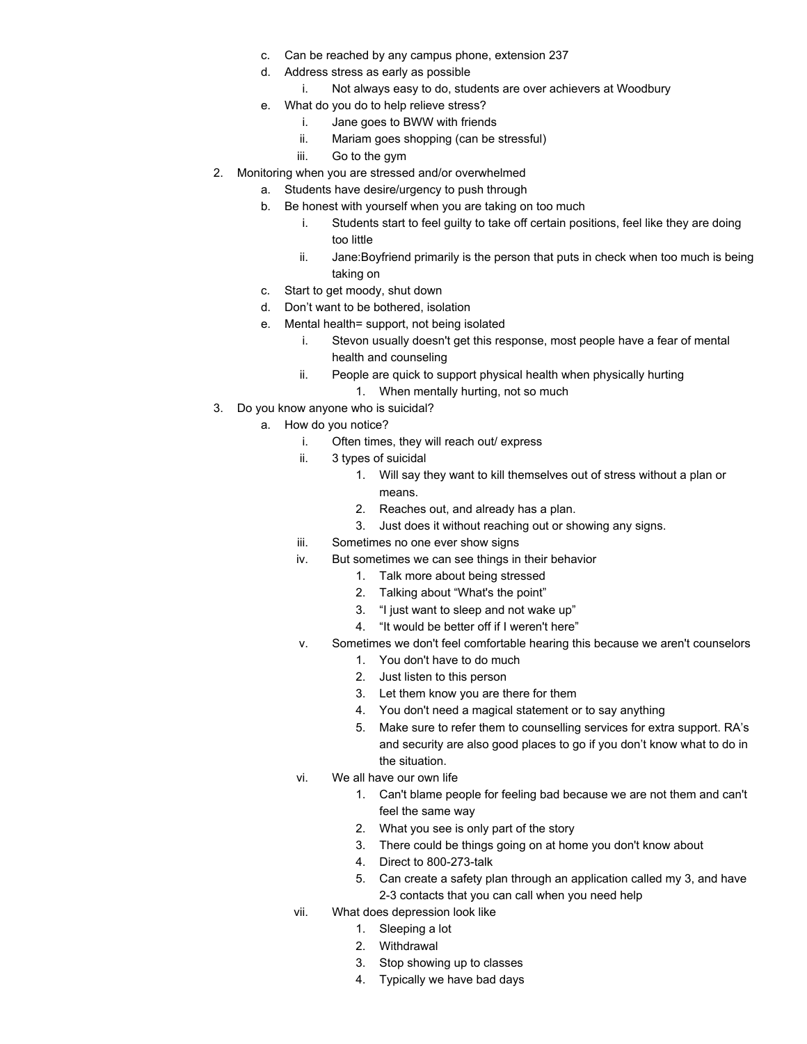c. Can be reached by any campus phone, extension 237
d. Address stress as early as possible
    i. Not always easy to do, students are over achievers at Woodbury
e. What do you do to help relieve stress?
    i. Jane goes to BWW with friends
    ii. Mariam goes shopping (can be stressful)
    iii. Go to the gym

2. Monitoring when you are stressed and/or overwhelmed
    a. Students have desire/urgency to push through
    b. Be honest with yourself when you are taking on too much
        i. Students start to feel guilty to take off certain positions, feel like they are doing too little
        ii. Jane:Boyfriend primarily is the person that puts in check when too much is being taking on
    c. Start to get moody, shut down
    d. Don't want to be bothered, isolation
    e. Mental health= support, not being isolated
        i. Stevon usually doesn't get this response, most people have a fear of mental health and counseling
        ii. People are quick to support physical health when physically hurting
            1. When mentally hurting, not so much

3. Do you know anyone who is suicidal?
    a. How do you notice?
        i. Often times, they will reach out/ express
        ii. 3 types of suicidal
            1. Will say they want to kill themselves out of stress without a plan or means.
            2. Reaches out, and already has a plan.
            3. Just does it without reaching out or showing any signs.
        iii. Sometimes no one ever show signs
        iv. But sometimes we can see things in their behavior
            1. Talk more about being stressed
            2. Talking about "What's the point"
            3. "I just want to sleep and not wake up"
            4. "It would be better off if I weren't here"
        v. Sometimes we don't feel comfortable hearing this because we aren't counselors
            1. You don't have to do much
            2. Just listen to this person
            3. Let them know you are there for them
            4. You don't need a magical statement or to say anything
            5. Make sure to refer them to counselling services for extra support. RA's and security are also good places to go if you don't know what to do in the situation.
        vi. We all have our own life
            1. Can't blame people for feeling bad because we are not them and can't feel the same way
            2. What you see is only part of the story
            3. There could be things going on at home you don't know about
            4. Direct to 800-273-talk
            5. Can create a safety plan through an application called my 3, and have 2-3 contacts that you can call when you need help
        vii. What does depression look like
            1. Sleeping a lot
            2. Withdrawal
            3. Stop showing up to classes
            4. Typically we have bad days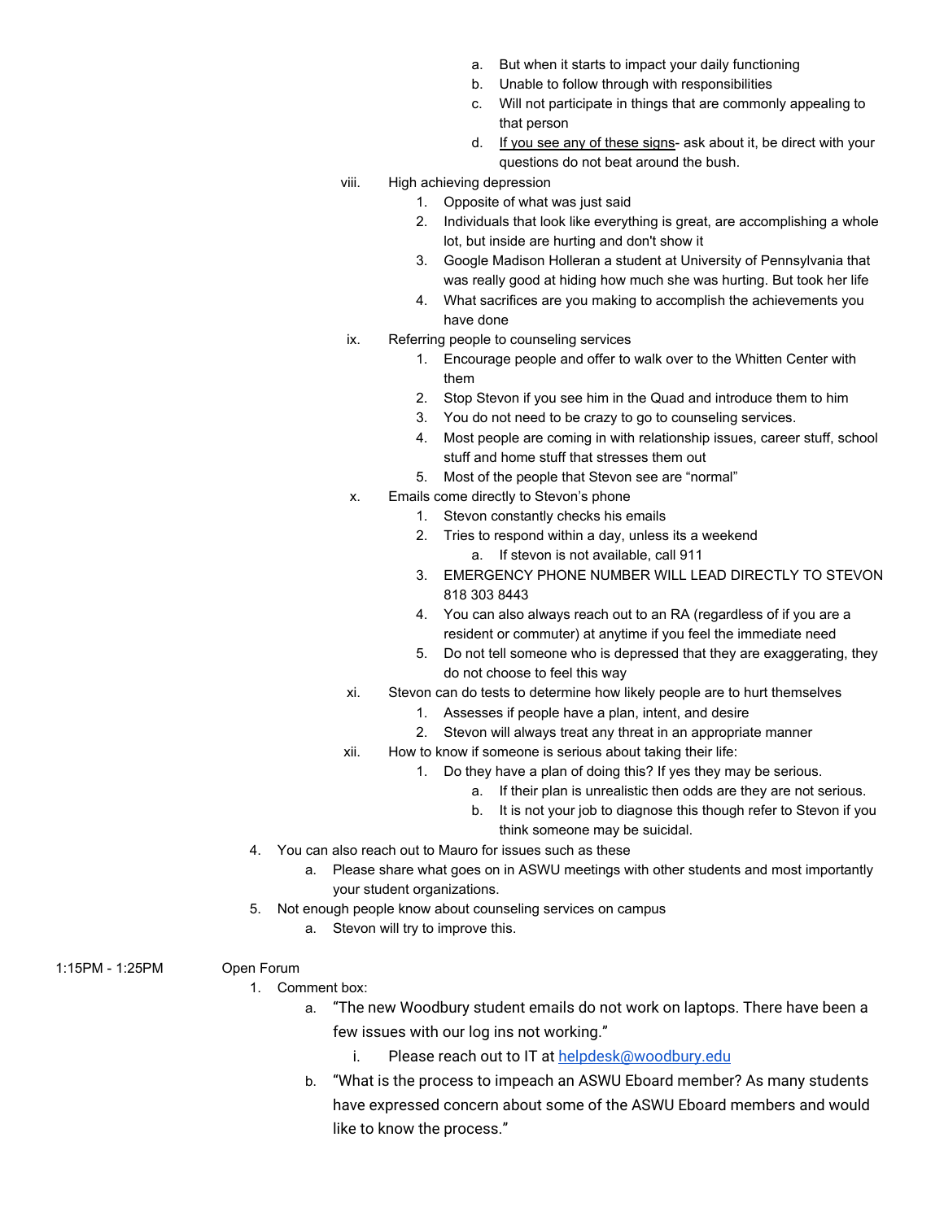a. But when it starts to impact your daily functioning
   b. Unable to follow through with responsibilities
   c. Will not participate in things that are commonly appealing to that person
   d. If you see any of these signs- ask about it, be direct with your questions do not beat around the bush.

viii. High achieving depression
   1. Opposite of what was just said
   2. Individuals that look like everything is great, are accomplishing a whole lot, but inside are hurting and don't show it
   3. Google Madison Holleran a student at University of Pennsylvania that was really good at hiding how much she was hurting. But took her life
   4. What sacrifices are you making to accomplish the achievements you have done

ix. Referring people to counseling services
   1. Encourage people and offer to walk over to the Whitten Center with them
   2. Stop Stevon if you see him in the Quad and introduce them to him
   3. You do not need to be crazy to go to counseling services.
   4. Most people are coming in with relationship issues, career stuff, school stuff and home stuff that stresses them out
   5. Most of the people that Stevon see are "normal"

x. Emails come directly to Stevon's phone
   1. Stevon constantly checks his emails
   2. Tries to respond within a day, unless its a weekend
      a. If stevon is not available, call 911
   3. EMERGENCY PHONE NUMBER WILL LEAD DIRECTLY TO STEVON 818 303 8443
   4. You can also always reach out to an RA (regardless of if you are a resident or commuter) at anytime if you feel the immediate need
   5. Do not tell someone who is depressed that they are exaggerating, they do not choose to feel this way

xi. Stevon can do tests to determine how likely people are to hurt themselves
   1. Assesses if people have a plan, intent, and desire
   2. Stevon will always treat any threat in an appropriate manner

xii. How to know if someone is serious about taking their life:
   1. Do they have a plan of doing this? If yes they may be serious.
      a. If their plan is unrealistic then odds are they are not serious.
      b. It is not your job to diagnose this though refer to Stevon if you think someone may be suicidal.

4. You can also reach out to Mauro for issues such as these
   a. Please share what goes on in ASWU meetings with other students and most importantly your student organizations.
5. Not enough people know about counseling services on campus
   a. Stevon will try to improve this.

1:15PM - 1:25PM Open Forum

1. Comment box:
   a. "The new Woodbury student emails do not work on laptops. There have been a few issues with our log ins not working."
      i. Please reach out to IT at helpdesk@woodbury.edu
   b. "What is the process to impeach an ASWU Eboard member? As many students have expressed concern about some of the ASWU Eboard members and would like to know the process."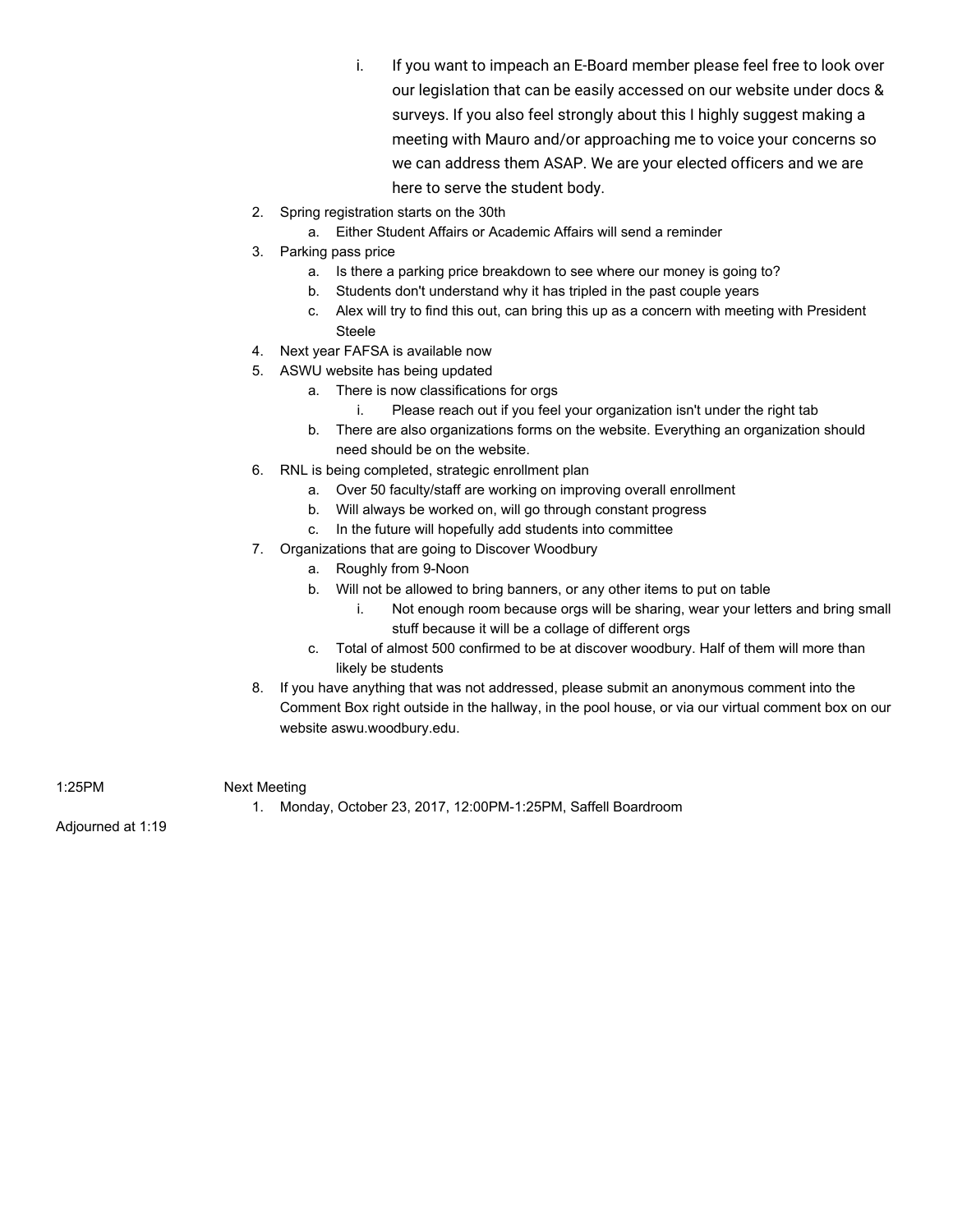i. If you want to impeach an E-Board member please feel free to look over our legislation that can be easily accessed on our website under docs & surveys. If you also feel strongly about this I highly suggest making a meeting with Mauro and/or approaching me to voice your concerns so we can address them ASAP. We are your elected officers and we are here to serve the student body.

2. Spring registration starts on the 30th
   a. Either Student Affairs or Academic Affairs will send a reminder
3. Parking pass price
   a. Is there a parking price breakdown to see where our money is going to?
   b. Students don't understand why it has tripled in the past couple years
   c. Alex will try to find this out, can bring this up as a concern with meeting with President Steele
4. Next year FAFSA is available now
5. ASWU website has being updated
   a. There is now classifications for orgs
      i. Please reach out if you feel your organization isn't under the right tab
   b. There are also organizations forms on the website. Everything an organization should need should be on the website.
6. RNL is being completed, strategic enrollment plan
   a. Over 50 faculty/staff are working on improving overall enrollment
   b. Will always be worked on, will go through constant progress
   c. In the future will hopefully add students into committee
7. Organizations that are going to Discover Woodbury
   a. Roughly from 9-Noon
   b. Will not be allowed to bring banners, or any other items to put on table
      i. Not enough room because orgs will be sharing, wear your letters and bring small stuff because it will be a collage of different orgs
   c. Total of almost 500 confirmed to be at discover woodbury. Half of them will more than likely be students
8. If you have anything that was not addressed, please submit an anonymous comment into the Comment Box right outside in the hallway, in the pool house, or via our virtual comment box on our website aswu.woodbury.edu.

1:25PM Next Meeting

1. Monday, October 23, 2017, 12:00PM-1:25PM, Saffell Boardroom

Adjourned at 1:19